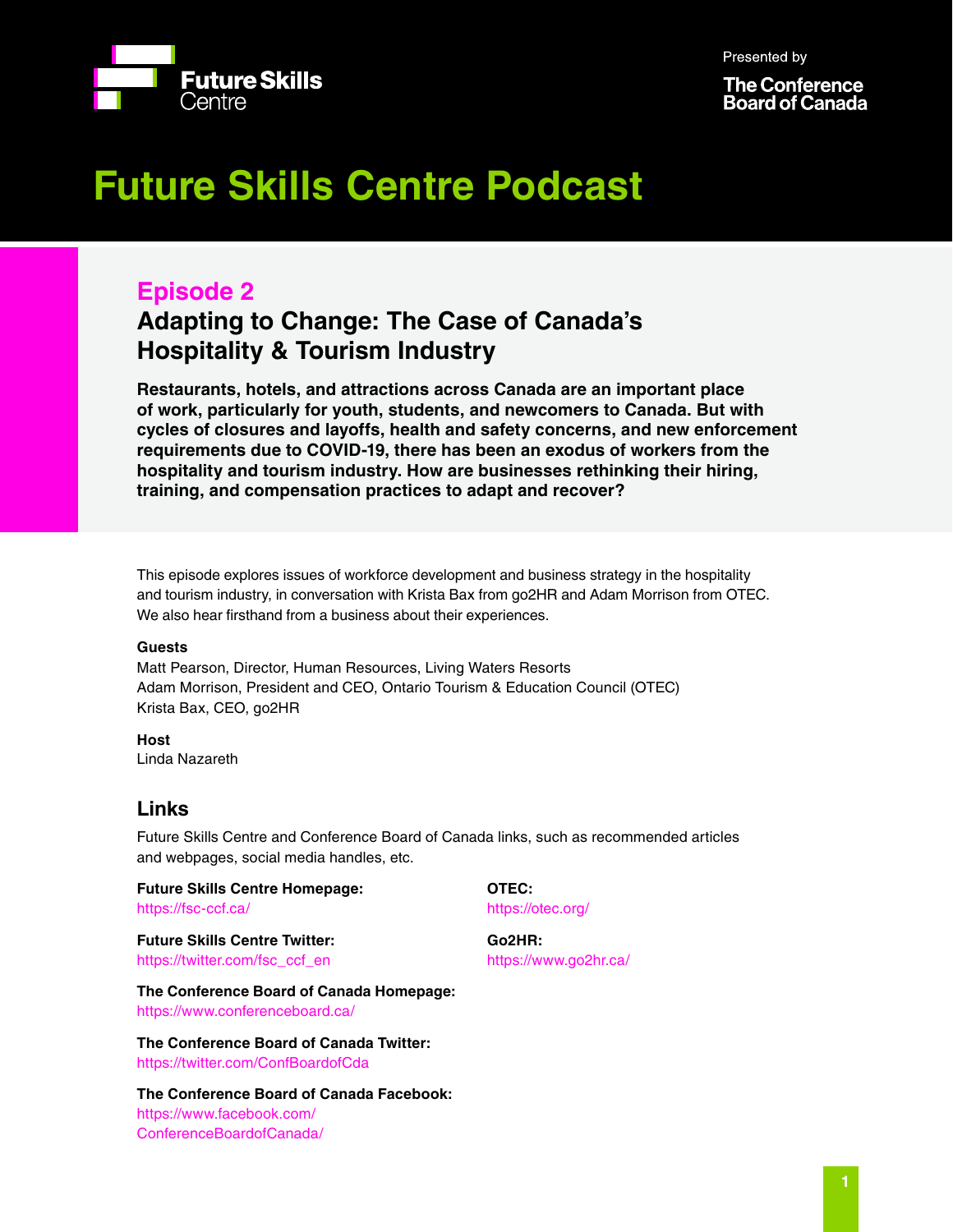Future Skills Centre

Presented by

The Conference Board of Canada

# Future Skills Centre Podcast

## Episode 2

## Adapting to Change: The Case of Canada's Hospitality & Tourism Industry

**Restaurants, hotels, and attractions across Canada are an important place of work, particularly for youth, students, and newcomers to Canada. But with cycles of closures and layoffs, health and safety concerns, and new enforcement requirements due to COVID-19, there has been an exodus of workers from the hospitality and tourism industry. How are businesses rethinking their hiring, training, and compensation practices to adapt and recover?**

This episode explores issues of workforce development and business strategy in the hospitality and tourism industry, in conversation with Krista Bax from go2HR and Adam Morrison from OTEC. We also hear firsthand from a business about their experiences.

**Guests**
Matt Pearson, Director, Human Resources, Living Waters Resorts
Adam Morrison, President and CEO, Ontario Tourism & Education Council (OTEC)
Krista Bax, CEO, go2HR

**Host**
Linda Nazareth

### Links

Future Skills Centre and Conference Board of Canada links, such as recommended articles and webpages, social media handles, etc.

**Future Skills Centre Homepage:**
https://fsc-ccf.ca/

**Future Skills Centre Twitter:**
https://twitter.com/fsc_ccf_en

**The Conference Board of Canada Homepage:**
https://www.conferenceboard.ca/

**The Conference Board of Canada Twitter:**
https://twitter.com/ConfBoardofCda

**The Conference Board of Canada Facebook:**
https://www.facebook.com/ConferenceBoardofCanada/

**OTEC:**
https://otec.org/

**Go2HR:**
https://www.go2hr.ca/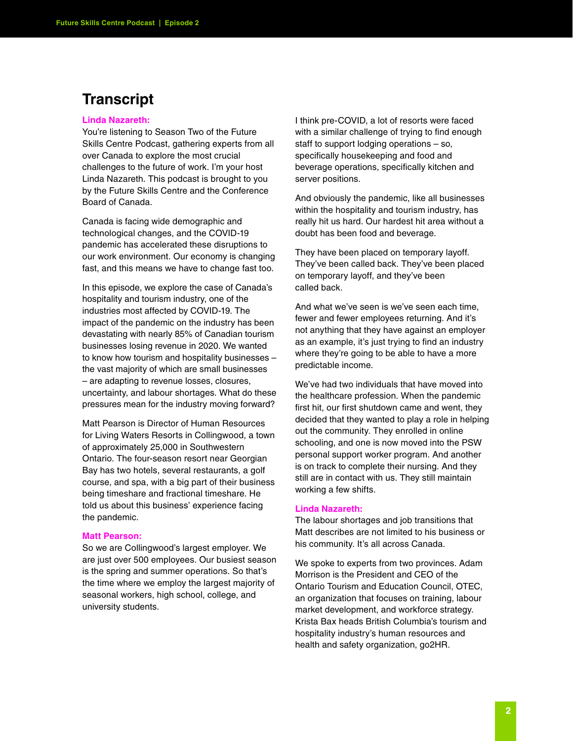# Transcript

**Linda Nazareth:**

You're listening to Season Two of the Future Skills Centre Podcast, gathering experts from all over Canada to explore the most crucial challenges to the future of work. I'm your host Linda Nazareth. This podcast is brought to you by the Future Skills Centre and the Conference Board of Canada.

Canada is facing wide demographic and technological changes, and the COVID-19 pandemic has accelerated these disruptions to our work environment. Our economy is changing fast, and this means we have to change fast too.

In this episode, we explore the case of Canada's hospitality and tourism industry, one of the industries most affected by COVID-19. The impact of the pandemic on the industry has been devastating with nearly 85% of Canadian tourism businesses losing revenue in 2020. We wanted to know how tourism and hospitality businesses – the vast majority of which are small businesses – are adapting to revenue losses, closures, uncertainty, and labour shortages. What do these pressures mean for the industry moving forward?

Matt Pearson is Director of Human Resources for Living Waters Resorts in Collingwood, a town of approximately 25,000 in Southwestern Ontario. The four-season resort near Georgian Bay has two hotels, several restaurants, a golf course, and spa, with a big part of their business being timeshare and fractional timeshare. He told us about this business' experience facing the pandemic.

**Matt Pearson:**

So we are Collingwood's largest employer. We are just over 500 employees. Our busiest season is the spring and summer operations. So that's the time where we employ the largest majority of seasonal workers, high school, college, and university students.

I think pre-COVID, a lot of resorts were faced with a similar challenge of trying to find enough staff to support lodging operations – so, specifically housekeeping and food and beverage operations, specifically kitchen and server positions.

And obviously the pandemic, like all businesses within the hospitality and tourism industry, has really hit us hard. Our hardest hit area without a doubt has been food and beverage.

They have been placed on temporary layoff. They've been called back. They've been placed on temporary layoff, and they've been called back.

And what we've seen is we've seen each time, fewer and fewer employees returning. And it's not anything that they have against an employer as an example, it's just trying to find an industry where they're going to be able to have a more predictable income.

We've had two individuals that have moved into the healthcare profession. When the pandemic first hit, our first shutdown came and went, they decided that they wanted to play a role in helping out the community. They enrolled in online schooling, and one is now moved into the PSW personal support worker program. And another is on track to complete their nursing. And they still are in contact with us. They still maintain working a few shifts.

**Linda Nazareth:**

The labour shortages and job transitions that Matt describes are not limited to his business or his community. It's all across Canada.

We spoke to experts from two provinces. Adam Morrison is the President and CEO of the Ontario Tourism and Education Council, OTEC, an organization that focuses on training, labour market development, and workforce strategy. Krista Bax heads British Columbia's tourism and hospitality industry's human resources and health and safety organization, go2HR.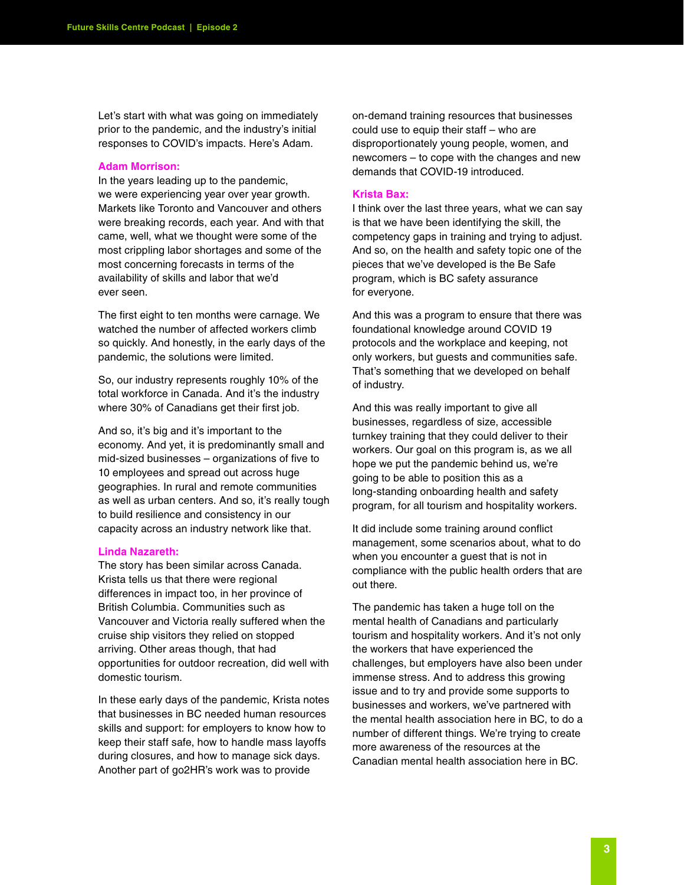Let's start with what was going on immediately prior to the pandemic, and the industry's initial responses to COVID's impacts. Here's Adam.

**Adam Morrison:**
In the years leading up to the pandemic, we were experiencing year over year growth. Markets like Toronto and Vancouver and others were breaking records, each year. And with that came, well, what we thought were some of the most crippling labor shortages and some of the most concerning forecasts in terms of the availability of skills and labor that we'd ever seen.

The first eight to ten months were carnage. We watched the number of affected workers climb so quickly. And honestly, in the early days of the pandemic, the solutions were limited.

So, our industry represents roughly 10% of the total workforce in Canada. And it's the industry where 30% of Canadians get their first job.

And so, it's big and it's important to the economy. And yet, it is predominantly small and mid-sized businesses – organizations of five to 10 employees and spread out across huge geographies. In rural and remote communities as well as urban centers. And so, it's really tough to build resilience and consistency in our capacity across an industry network like that.

**Linda Nazareth:**
The story has been similar across Canada. Krista tells us that there were regional differences in impact too, in her province of British Columbia. Communities such as Vancouver and Victoria really suffered when the cruise ship visitors they relied on stopped arriving. Other areas though, that had opportunities for outdoor recreation, did well with domestic tourism.

In these early days of the pandemic, Krista notes that businesses in BC needed human resources skills and support: for employers to know how to keep their staff safe, how to handle mass layoffs during closures, and how to manage sick days. Another part of go2HR's work was to provide on-demand training resources that businesses could use to equip their staff – who are disproportionately young people, women, and newcomers – to cope with the changes and new demands that COVID-19 introduced.

**Krista Bax:**
I think over the last three years, what we can say is that we have been identifying the skill, the competency gaps in training and trying to adjust. And so, on the health and safety topic one of the pieces that we've developed is the Be Safe program, which is BC safety assurance for everyone.

And this was a program to ensure that there was foundational knowledge around COVID 19 protocols and the workplace and keeping, not only workers, but guests and communities safe. That's something that we developed on behalf of industry.

And this was really important to give all businesses, regardless of size, accessible turnkey training that they could deliver to their workers. Our goal on this program is, as we all hope we put the pandemic behind us, we're going to be able to position this as a long-standing onboarding health and safety program, for all tourism and hospitality workers.

It did include some training around conflict management, some scenarios about, what to do when you encounter a guest that is not in compliance with the public health orders that are out there.

The pandemic has taken a huge toll on the mental health of Canadians and particularly tourism and hospitality workers. And it's not only the workers that have experienced the challenges, but employers have also been under immense stress. And to address this growing issue and to try and provide some supports to businesses and workers, we've partnered with the mental health association here in BC, to do a number of different things. We're trying to create more awareness of the resources at the Canadian mental health association here in BC.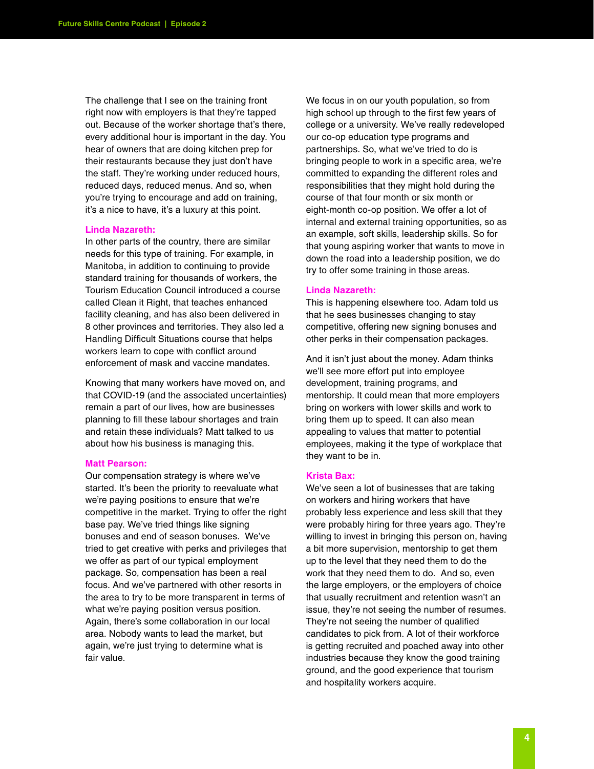The challenge that I see on the training front right now with employers is that they're tapped out. Because of the worker shortage that's there, every additional hour is important in the day. You hear of owners that are doing kitchen prep for their restaurants because they just don't have the staff. They're working under reduced hours, reduced days, reduced menus. And so, when you're trying to encourage and add on training, it's a nice to have, it's a luxury at this point.

**Linda Nazareth:**
In other parts of the country, there are similar needs for this type of training. For example, in Manitoba, in addition to continuing to provide standard training for thousands of workers, the Tourism Education Council introduced a course called Clean it Right, that teaches enhanced facility cleaning, and has also been delivered in 8 other provinces and territories. They also led a Handling Difficult Situations course that helps workers learn to cope with conflict around enforcement of mask and vaccine mandates.

Knowing that many workers have moved on, and that COVID-19 (and the associated uncertainties) remain a part of our lives, how are businesses planning to fill these labour shortages and train and retain these individuals? Matt talked to us about how his business is managing this.

**Matt Pearson:**
Our compensation strategy is where we've started. It's been the priority to reevaluate what we're paying positions to ensure that we're competitive in the market. Trying to offer the right base pay. We've tried things like signing bonuses and end of season bonuses. We've tried to get creative with perks and privileges that we offer as part of our typical employment package. So, compensation has been a real focus. And we've partnered with other resorts in the area to try to be more transparent in terms of what we're paying position versus position. Again, there's some collaboration in our local area. Nobody wants to lead the market, but again, we're just trying to determine what is fair value.

We focus in on our youth population, so from high school up through to the first few years of college or a university. We've really redeveloped our co-op education type programs and partnerships. So, what we've tried to do is bringing people to work in a specific area, we're committed to expanding the different roles and responsibilities that they might hold during the course of that four month or six month or eight-month co-op position. We offer a lot of internal and external training opportunities, so as an example, soft skills, leadership skills. So for that young aspiring worker that wants to move in down the road into a leadership position, we do try to offer some training in those areas.

**Linda Nazareth:**
This is happening elsewhere too. Adam told us that he sees businesses changing to stay competitive, offering new signing bonuses and other perks in their compensation packages.

And it isn't just about the money. Adam thinks we'll see more effort put into employee development, training programs, and mentorship. It could mean that more employers bring on workers with lower skills and work to bring them up to speed. It can also mean appealing to values that matter to potential employees, making it the type of workplace that they want to be in.

**Krista Bax:**
We've seen a lot of businesses that are taking on workers and hiring workers that have probably less experience and less skill that they were probably hiring for three years ago. They're willing to invest in bringing this person on, having a bit more supervision, mentorship to get them up to the level that they need them to do the work that they need them to do. And so, even the large employers, or the employers of choice that usually recruitment and retention wasn't an issue, they're not seeing the number of resumes. They're not seeing the number of qualified candidates to pick from. A lot of their workforce is getting recruited and poached away into other industries because they know the good training ground, and the good experience that tourism and hospitality workers acquire.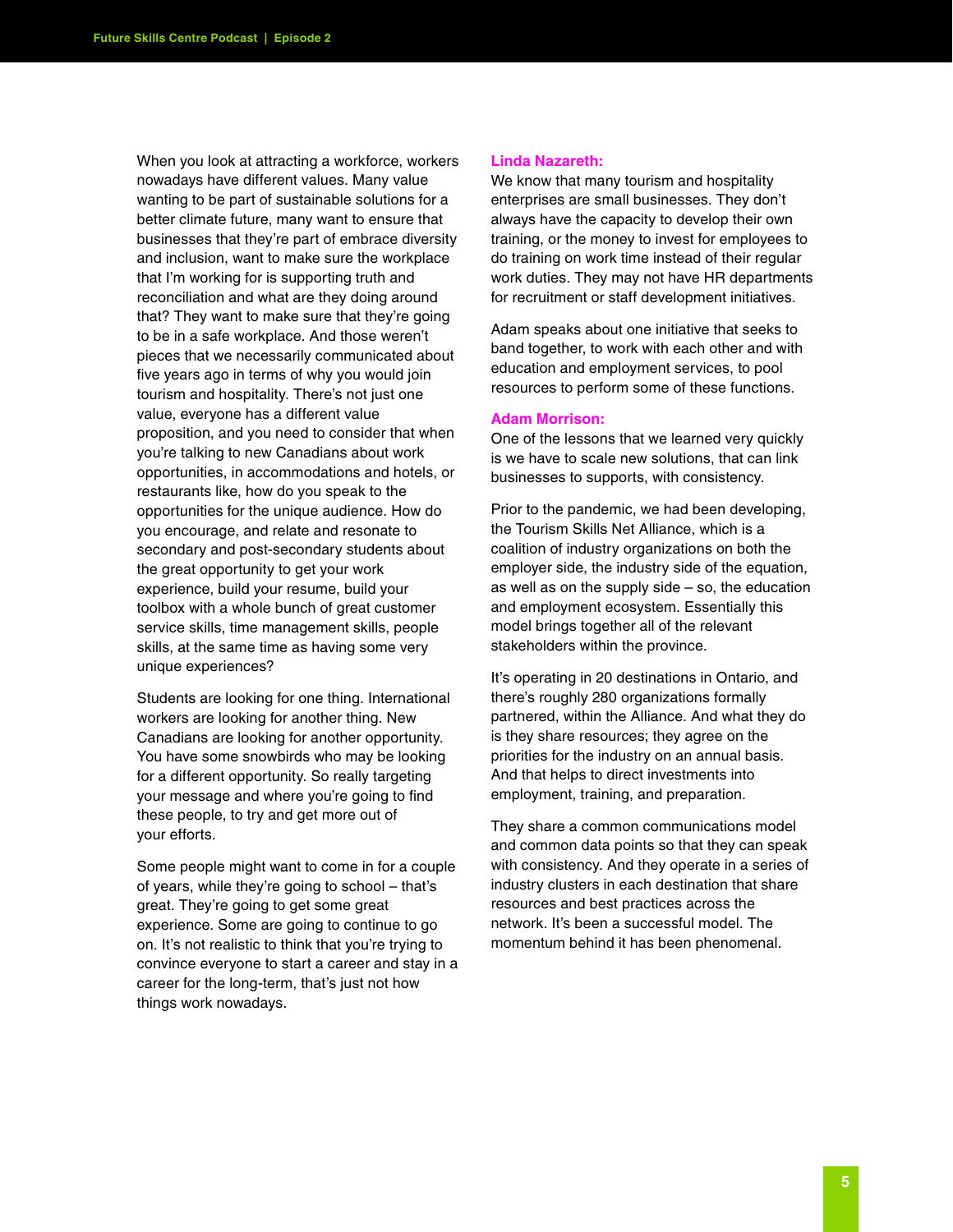When you look at attracting a workforce, workers nowadays have different values. Many value wanting to be part of sustainable solutions for a better climate future, many want to ensure that businesses that they're part of embrace diversity and inclusion, want to make sure the workplace that I'm working for is supporting truth and reconciliation and what are they doing around that? They want to make sure that they're going to be in a safe workplace. And those weren't pieces that we necessarily communicated about five years ago in terms of why you would join tourism and hospitality. There's not just one value, everyone has a different value proposition, and you need to consider that when you're talking to new Canadians about work opportunities, in accommodations and hotels, or restaurants like, how do you speak to the opportunities for the unique audience. How do you encourage, and relate and resonate to secondary and post-secondary students about the great opportunity to get your work experience, build your resume, build your toolbox with a whole bunch of great customer service skills, time management skills, people skills, at the same time as having some very unique experiences?

Students are looking for one thing. International workers are looking for another thing. New Canadians are looking for another opportunity. You have some snowbirds who may be looking for a different opportunity. So really targeting your message and where you're going to find these people, to try and get more out of your efforts.

Some people might want to come in for a couple of years, while they're going to school – that's great. They're going to get some great experience. Some are going to continue to go on. It's not realistic to think that you're trying to convince everyone to start a career and stay in a career for the long-term, that's just not how things work nowadays.

**Linda Nazareth:**

We know that many tourism and hospitality enterprises are small businesses. They don't always have the capacity to develop their own training, or the money to invest for employees to do training on work time instead of their regular work duties. They may not have HR departments for recruitment or staff development initiatives.

Adam speaks about one initiative that seeks to band together, to work with each other and with education and employment services, to pool resources to perform some of these functions.

**Adam Morrison:**

One of the lessons that we learned very quickly is we have to scale new solutions, that can link businesses to supports, with consistency.

Prior to the pandemic, we had been developing, the Tourism Skills Net Alliance, which is a coalition of industry organizations on both the employer side, the industry side of the equation, as well as on the supply side – so, the education and employment ecosystem. Essentially this model brings together all of the relevant stakeholders within the province.

It's operating in 20 destinations in Ontario, and there's roughly 280 organizations formally partnered, within the Alliance. And what they do is they share resources; they agree on the priorities for the industry on an annual basis. And that helps to direct investments into employment, training, and preparation.

They share a common communications model and common data points so that they can speak with consistency. And they operate in a series of industry clusters in each destination that share resources and best practices across the network. It's been a successful model. The momentum behind it has been phenomenal.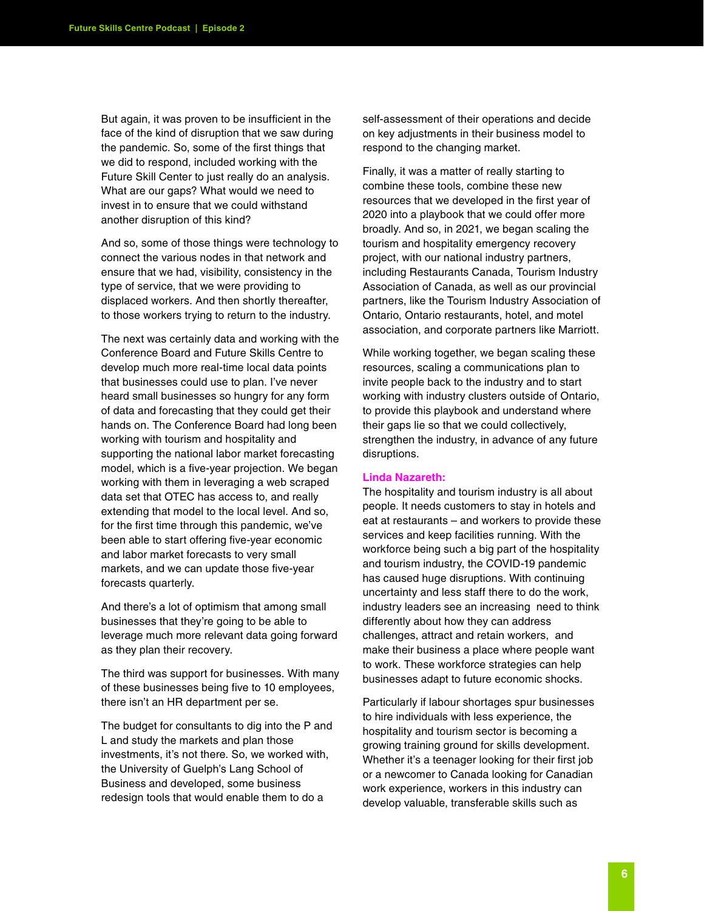But again, it was proven to be insufficient in the face of the kind of disruption that we saw during the pandemic. So, some of the first things that we did to respond, included working with the Future Skill Center to just really do an analysis. What are our gaps? What would we need to invest in to ensure that we could withstand another disruption of this kind?

And so, some of those things were technology to connect the various nodes in that network and ensure that we had, visibility, consistency in the type of service, that we were providing to displaced workers. And then shortly thereafter, to those workers trying to return to the industry.

The next was certainly data and working with the Conference Board and Future Skills Centre to develop much more real-time local data points that businesses could use to plan. I've never heard small businesses so hungry for any form of data and forecasting that they could get their hands on. The Conference Board had long been working with tourism and hospitality and supporting the national labor market forecasting model, which is a five-year projection. We began working with them in leveraging a web scraped data set that OTEC has access to, and really extending that model to the local level. And so, for the first time through this pandemic, we've been able to start offering five-year economic and labor market forecasts to very small markets, and we can update those five-year forecasts quarterly.

And there's a lot of optimism that among small businesses that they're going to be able to leverage much more relevant data going forward as they plan their recovery.

The third was support for businesses. With many of these businesses being five to 10 employees, there isn't an HR department per se.

The budget for consultants to dig into the P and L and study the markets and plan those investments, it's not there. So, we worked with, the University of Guelph's Lang School of Business and developed, some business redesign tools that would enable them to do a self-assessment of their operations and decide on key adjustments in their business model to respond to the changing market.

Finally, it was a matter of really starting to combine these tools, combine these new resources that we developed in the first year of 2020 into a playbook that we could offer more broadly. And so, in 2021, we began scaling the tourism and hospitality emergency recovery project, with our national industry partners, including Restaurants Canada, Tourism Industry Association of Canada, as well as our provincial partners, like the Tourism Industry Association of Ontario, Ontario restaurants, hotel, and motel association, and corporate partners like Marriott.

While working together, we began scaling these resources, scaling a communications plan to invite people back to the industry and to start working with industry clusters outside of Ontario, to provide this playbook and understand where their gaps lie so that we could collectively, strengthen the industry, in advance of any future disruptions.

**Linda Nazareth:**
The hospitality and tourism industry is all about people. It needs customers to stay in hotels and eat at restaurants – and workers to provide these services and keep facilities running. With the workforce being such a big part of the hospitality and tourism industry, the COVID-19 pandemic has caused huge disruptions. With continuing uncertainty and less staff there to do the work, industry leaders see an increasing need to think differently about how they can address challenges, attract and retain workers, and make their business a place where people want to work. These workforce strategies can help businesses adapt to future economic shocks.

Particularly if labour shortages spur businesses to hire individuals with less experience, the hospitality and tourism sector is becoming a growing training ground for skills development. Whether it's a teenager looking for their first job or a newcomer to Canada looking for Canadian work experience, workers in this industry can develop valuable, transferable skills such as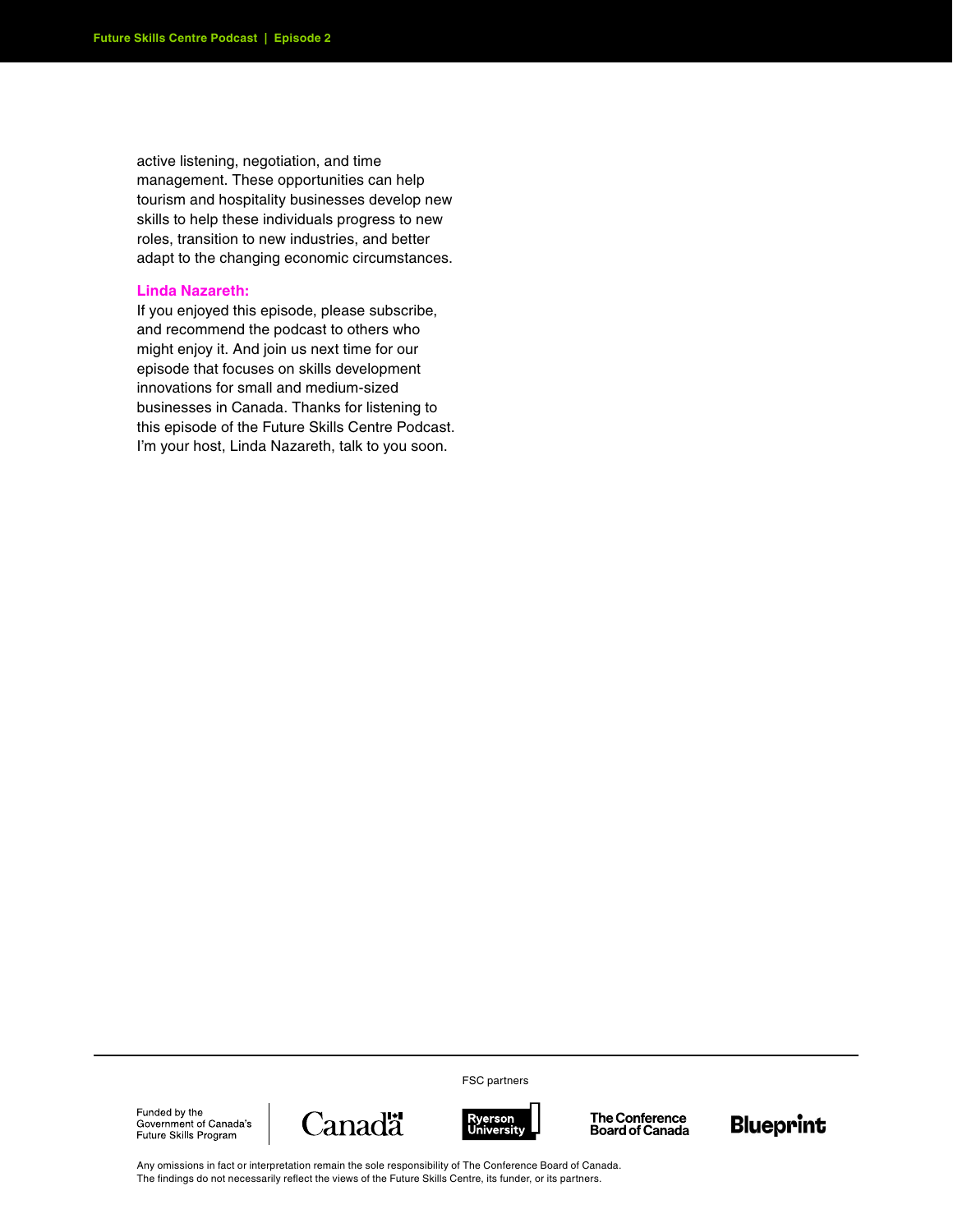active listening, negotiation, and time management. These opportunities can help tourism and hospitality businesses develop new skills to help these individuals progress to new roles, transition to new industries, and better adapt to the changing economic circumstances.

**Linda Nazareth:**
If you enjoyed this episode, please subscribe, and recommend the podcast to others who might enjoy it. And join us next time for our episode that focuses on skills development innovations for small and medium-sized businesses in Canada. Thanks for listening to this episode of the Future Skills Centre Podcast. I'm your host, Linda Nazareth, talk to you soon.

FSC partners

Funded by the Government of Canada's Future Skills Program

Canada

Ryerson University

The Conference Board of Canada

Blueprint

Any omissions in fact or interpretation remain the sole responsibility of The Conference Board of Canada. The findings do not necessarily reflect the views of the Future Skills Centre, its funder, or its partners.